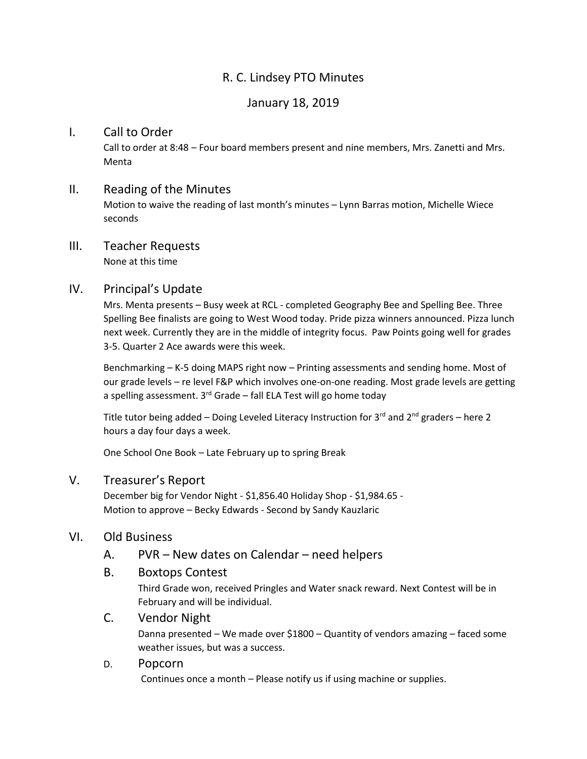# R. C. Lindsey PTO Minutes

## January 18, 2019

## I. Call to Order

Call to order at 8:48 – Four board members present and nine members, Mrs. Zanetti and Mrs. Menta

## II. Reading of the Minutes

Motion to waive the reading of last month's minutes – Lynn Barras motion, Michelle Wiece seconds

## III. Teacher Requests

None at this time

## IV. Principal's Update

Mrs. Menta presents – Busy week at RCL - completed Geography Bee and Spelling Bee. Three Spelling Bee finalists are going to West Wood today. Pride pizza winners announced. Pizza lunch next week. Currently they are in the middle of integrity focus. Paw Points going well for grades 3-5. Quarter 2 Ace awards were this week.

Benchmarking – K-5 doing MAPS right now – Printing assessments and sending home. Most of our grade levels – re level F&P which involves one-on-one reading. Most grade levels are getting a spelling assessment. 3rd Grade – fall ELA Test will go home today

Title tutor being added – Doing Leveled Literacy Instruction for 3rd and 2nd graders – here 2 hours a day four days a week.

One School One Book – Late February up to spring Break

## V. Treasurer's Report

December big for Vendor Night - $1,856.40 Holiday Shop - $1,984.65 -
Motion to approve – Becky Edwards - Second by Sandy Kauzlaric

## VI. Old Business

### A. PVR – New dates on Calendar – need helpers

### B. Boxtops Contest

Third Grade won, received Pringles and Water snack reward. Next Contest will be in February and will be individual.

### C. Vendor Night

Danna presented – We made over $1800 – Quantity of vendors amazing – faced some weather issues, but was a success.

### D. Popcorn

Continues once a month – Please notify us if using machine or supplies.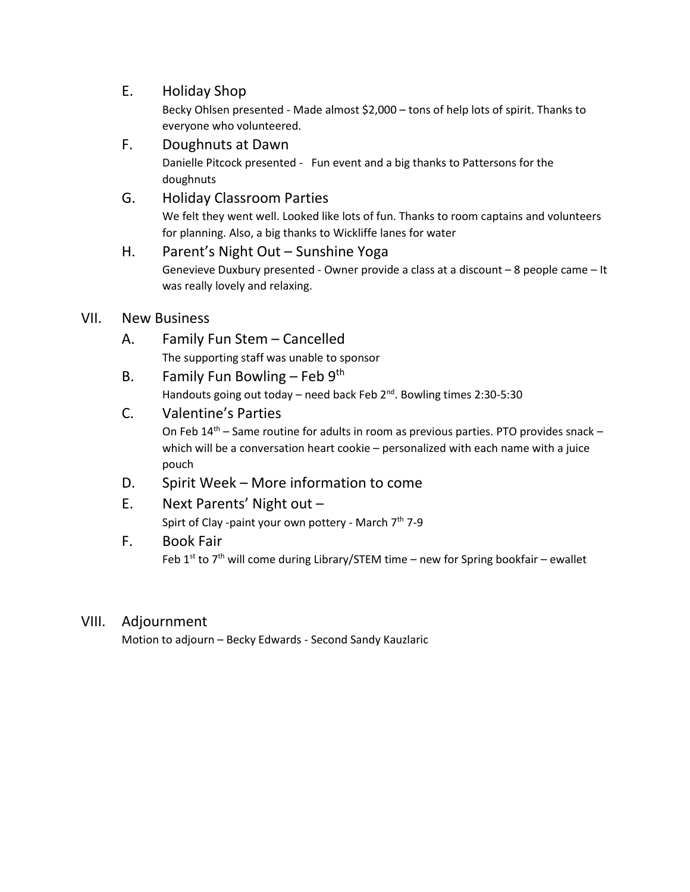E. Holiday Shop

Becky Ohlsen presented - Made almost $2,000 – tons of help lots of spirit. Thanks to everyone who volunteered.

F. Doughnuts at Dawn

Danielle Pitcock presented - Fun event and a big thanks to Pattersons for the doughnuts

G. Holiday Classroom Parties

We felt they went well. Looked like lots of fun. Thanks to room captains and volunteers for planning. Also, a big thanks to Wickliffe lanes for water

H. Parent's Night Out – Sunshine Yoga

Genevieve Duxbury presented - Owner provide a class at a discount – 8 people came – It was really lovely and relaxing.

## VII. New Business

A. Family Fun Stem – Cancelled

The supporting staff was unable to sponsor

B. Family Fun Bowling – Feb 9th

Handouts going out today – need back Feb 2nd. Bowling times 2:30-5:30

C. Valentine's Parties

On Feb 14th – Same routine for adults in room as previous parties. PTO provides snack – which will be a conversation heart cookie – personalized with each name with a juice pouch

D. Spirit Week – More information to come

E. Next Parents' Night out –

Spirt of Clay -paint your own pottery - March 7th 7-9

F. Book Fair

Feb 1st to 7th will come during Library/STEM time – new for Spring bookfair – ewallet

## VIII. Adjournment

Motion to adjourn – Becky Edwards - Second Sandy Kauzlaric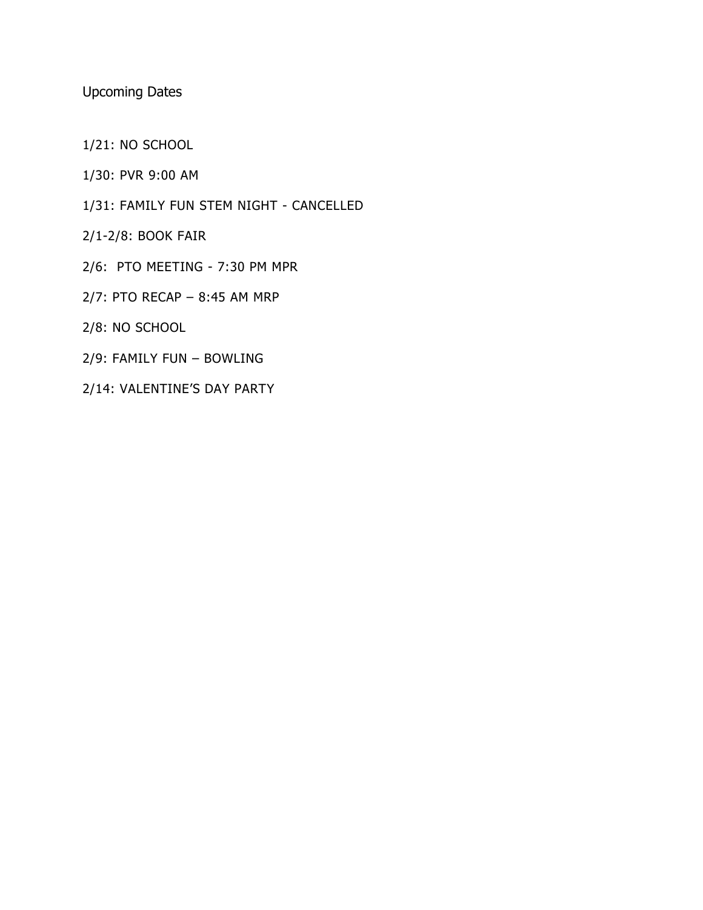Upcoming Dates

1/21: NO SCHOOL

1/30: PVR 9:00 AM

1/31: FAMILY FUN STEM NIGHT - CANCELLED

2/1-2/8: BOOK FAIR

2/6: PTO MEETING - 7:30 PM MPR

2/7: PTO RECAP – 8:45 AM MRP

2/8: NO SCHOOL

2/9: FAMILY FUN – BOWLING

2/14: VALENTINE'S DAY PARTY